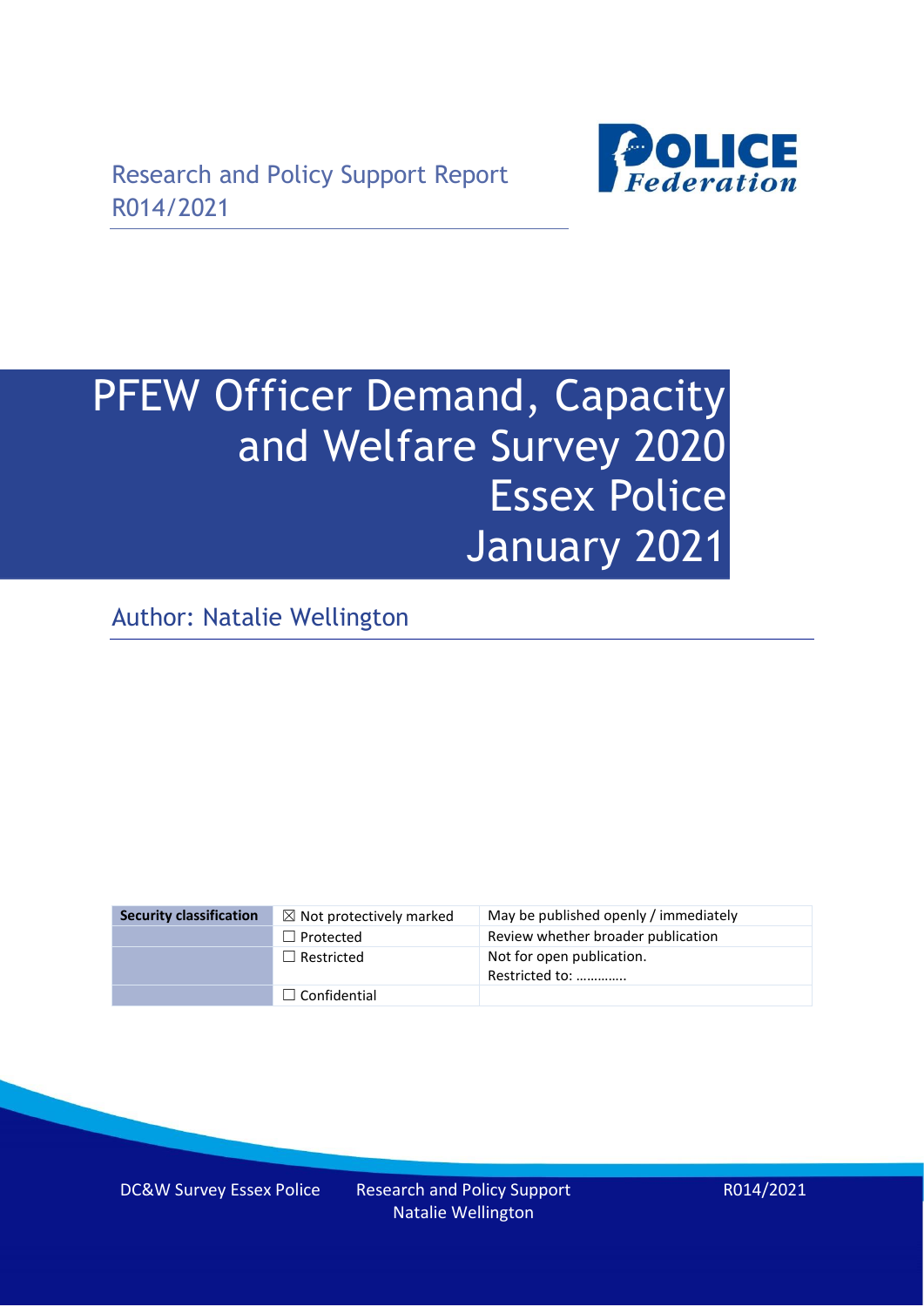Research and Policy Support Report
R014/2021

# PFEW Officer Demand, Capacity and Welfare Survey 2020 Essex Police January 2021

Author: Natalie Wellington

| Security classification | ☒ Not protectively marked | May be published openly / immediately |
|---|---|---|
| | ☐ Protected | Review whether broader publication |
| | ☐ Restricted | Not for open publication. Restricted to: …………. |
| | ☐ Confidential | |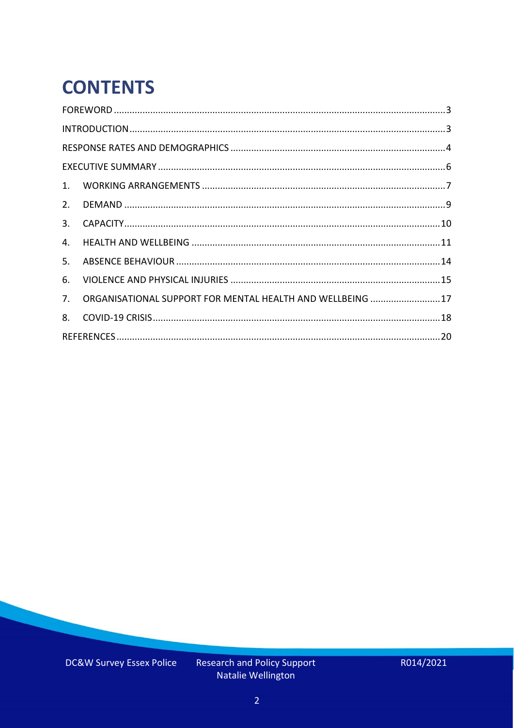# CONTENTS

FOREWORD ..... 3
INTRODUCTION ..... 3
RESPONSE RATES AND DEMOGRAPHICS ..... 4
EXECUTIVE SUMMARY ..... 6
1. WORKING ARRANGEMENTS ..... 7
2. DEMAND ..... 9
3. CAPACITY ..... 10
4. HEALTH AND WELLBEING ..... 11
5. ABSENCE BEHAVIOUR ..... 14
6. VIOLENCE AND PHYSICAL INJURIES ..... 15
7. ORGANISATIONAL SUPPORT FOR MENTAL HEALTH AND WELLBEING ..... 17
8. COVID-19 CRISIS ..... 18
REFERENCES ..... 20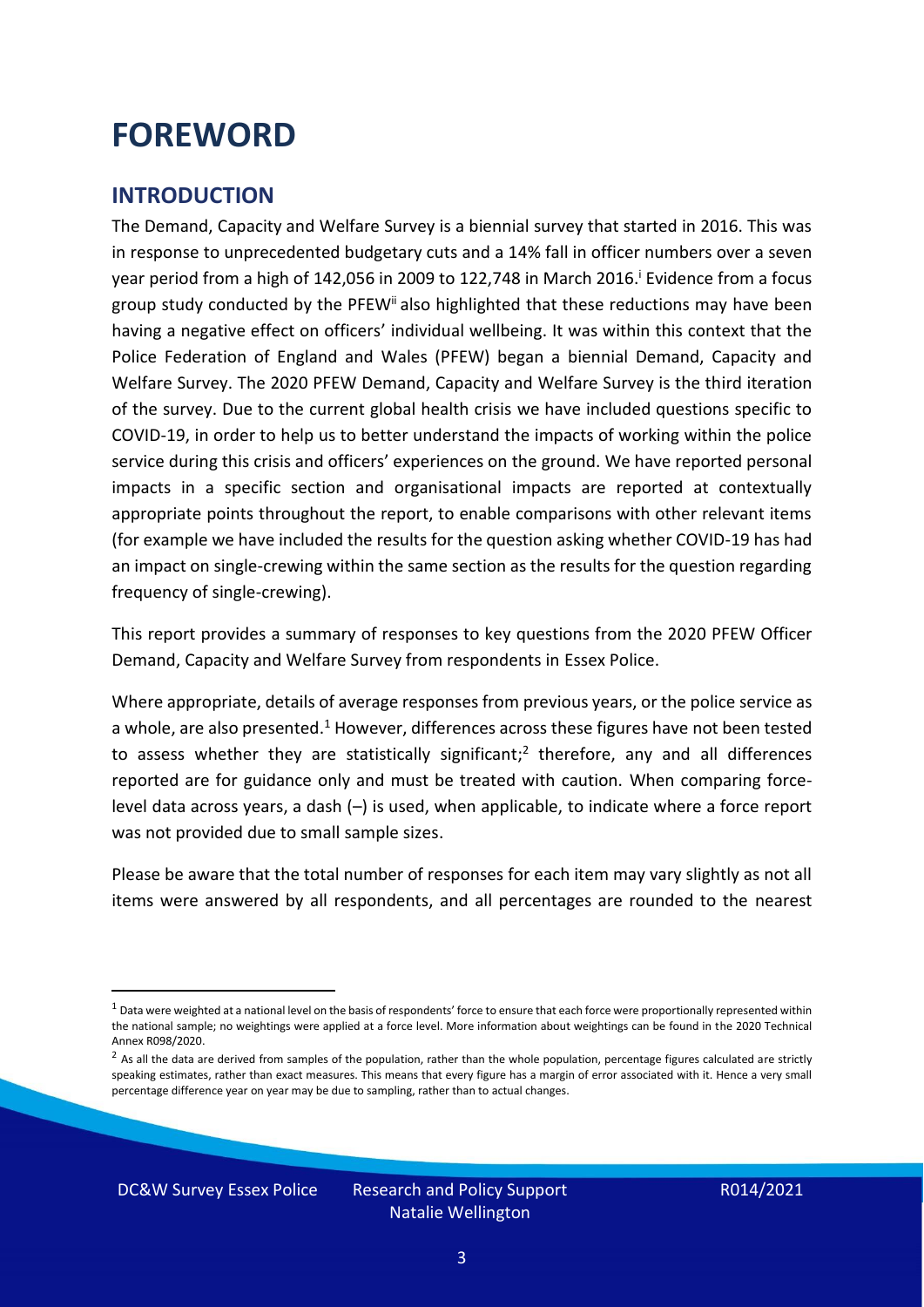# FOREWORD

## INTRODUCTION

The Demand, Capacity and Welfare Survey is a biennial survey that started in 2016. This was in response to unprecedented budgetary cuts and a 14% fall in officer numbers over a seven year period from a high of 142,056 in 2009 to 122,748 in March 2016.[i] Evidence from a focus group study conducted by the PFEW[ii] also highlighted that these reductions may have been having a negative effect on officers' individual wellbeing. It was within this context that the Police Federation of England and Wales (PFEW) began a biennial Demand, Capacity and Welfare Survey. The 2020 PFEW Demand, Capacity and Welfare Survey is the third iteration of the survey. Due to the current global health crisis we have included questions specific to COVID-19, in order to help us to better understand the impacts of working within the police service during this crisis and officers' experiences on the ground. We have reported personal impacts in a specific section and organisational impacts are reported at contextually appropriate points throughout the report, to enable comparisons with other relevant items (for example we have included the results for the question asking whether COVID-19 has had an impact on single-crewing within the same section as the results for the question regarding frequency of single-crewing).

This report provides a summary of responses to key questions from the 2020 PFEW Officer Demand, Capacity and Welfare Survey from respondents in Essex Police.

Where appropriate, details of average responses from previous years, or the police service as a whole, are also presented.[1] However, differences across these figures have not been tested to assess whether they are statistically significant;[2] therefore, any and all differences reported are for guidance only and must be treated with caution. When comparing force-level data across years, a dash (–) is used, when applicable, to indicate where a force report was not provided due to small sample sizes.

Please be aware that the total number of responses for each item may vary slightly as not all items were answered by all respondents, and all percentages are rounded to the nearest

[1] Data were weighted at a national level on the basis of respondents' force to ensure that each force were proportionally represented within the national sample; no weightings were applied at a force level. More information about weightings can be found in the 2020 Technical Annex R098/2020.

[2] As all the data are derived from samples of the population, rather than the whole population, percentage figures calculated are strictly speaking estimates, rather than exact measures. This means that every figure has a margin of error associated with it. Hence a very small percentage difference year on year may be due to sampling, rather than to actual changes.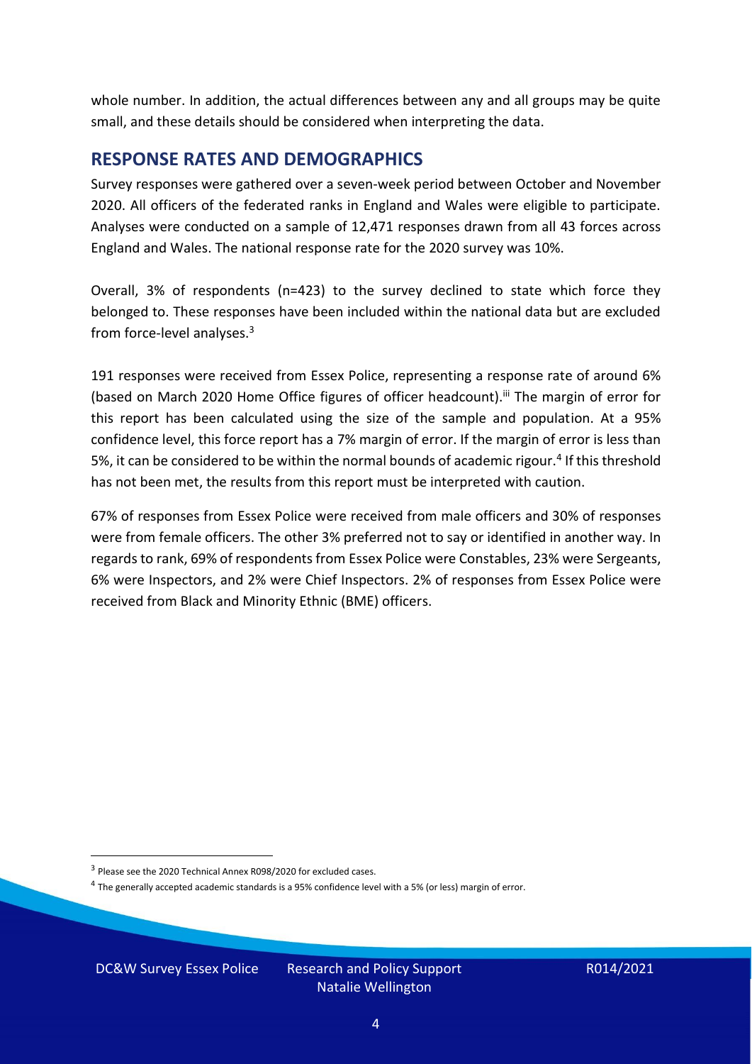whole number. In addition, the actual differences between any and all groups may be quite small, and these details should be considered when interpreting the data.

## RESPONSE RATES AND DEMOGRAPHICS

Survey responses were gathered over a seven-week period between October and November 2020. All officers of the federated ranks in England and Wales were eligible to participate. Analyses were conducted on a sample of 12,471 responses drawn from all 43 forces across England and Wales. The national response rate for the 2020 survey was 10%.

Overall, 3% of respondents (n=423) to the survey declined to state which force they belonged to. These responses have been included within the national data but are excluded from force-level analyses.[3]

191 responses were received from Essex Police, representing a response rate of around 6% (based on March 2020 Home Office figures of officer headcount).[iii] The margin of error for this report has been calculated using the size of the sample and population. At a 95% confidence level, this force report has a 7% margin of error. If the margin of error is less than 5%, it can be considered to be within the normal bounds of academic rigour.[4] If this threshold has not been met, the results from this report must be interpreted with caution.

67% of responses from Essex Police were received from male officers and 30% of responses were from female officers. The other 3% preferred not to say or identified in another way. In regards to rank, 69% of respondents from Essex Police were Constables, 23% were Sergeants, 6% were Inspectors, and 2% were Chief Inspectors. 2% of responses from Essex Police were received from Black and Minority Ethnic (BME) officers.

[3] Please see the 2020 Technical Annex R098/2020 for excluded cases.

[4] The generally accepted academic standards is a 95% confidence level with a 5% (or less) margin of error.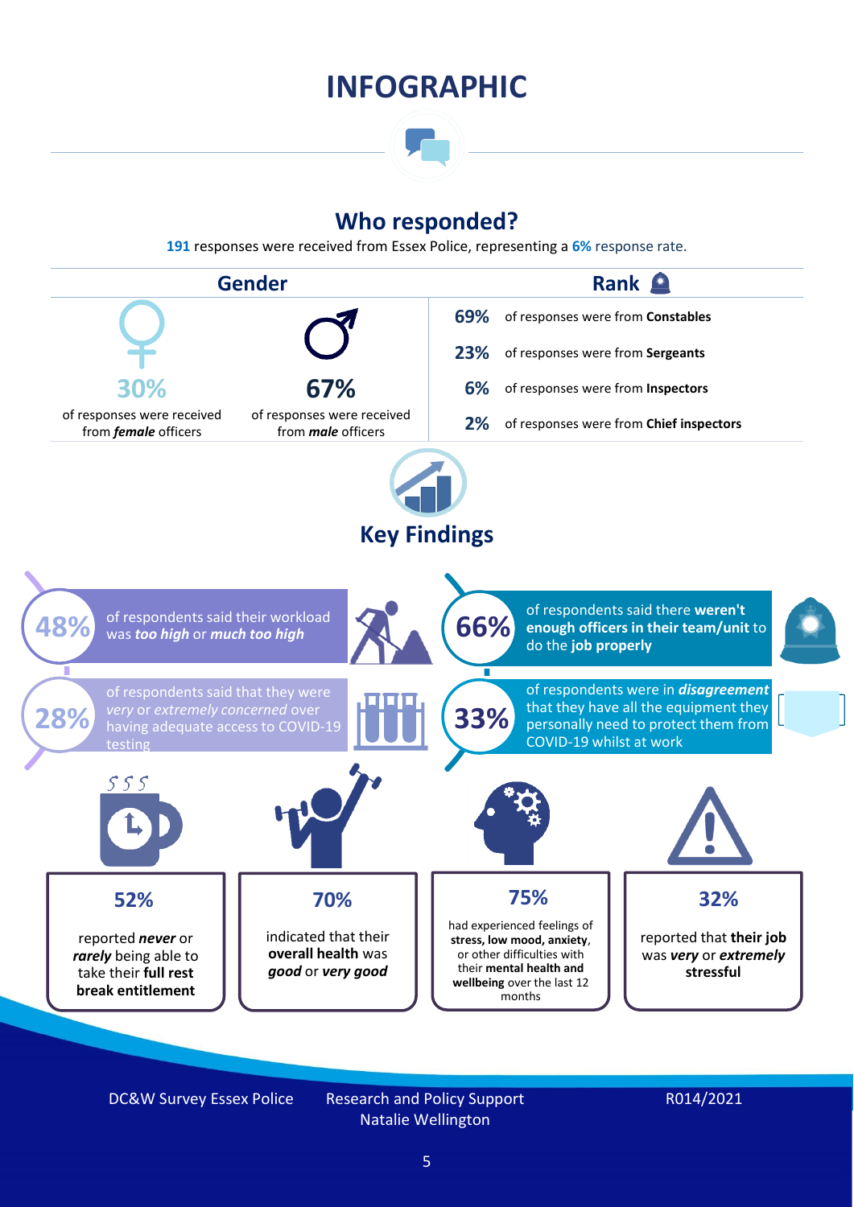# INFOGRAPHIC

## Who responded?

**191** responses were received from Essex Police, representing a **6%** response rate.

### Gender

**30%** of responses were received from ***female*** officers

**67%** of responses were received from ***male*** officers

### Rank

**69%** of responses were from **Constables**

**23%** of responses were from **Sergeants**

**6%** of responses were from **Inspectors**

**2%** of responses were from **Chief inspectors**

## Key Findings

**48%** of respondents said their workload was ***too high*** or ***much too high***

**66%** of respondents said there **weren't enough officers in their team/unit** to do the **job properly**

**28%** of respondents said that they were *very* or *extremely concerned* over having adequate access to COVID-19 testing

**33%** of respondents were in ***disagreement*** that they have all the equipment they personally need to protect them from COVID-19 whilst at work

**52%** reported ***never*** or ***rarely*** being able to take their **full rest break entitlement**

**70%** indicated that their **overall health** was ***good*** or ***very good***

**75%** had experienced feelings of **stress, low mood, anxiety**, or other difficulties with their **mental health and wellbeing** over the last 12 months

**32%** reported that **their job** was ***very*** or ***extremely*** **stressful**

DC&W Survey Essex Police — Research and Policy Support, Natalie Wellington — R014/2021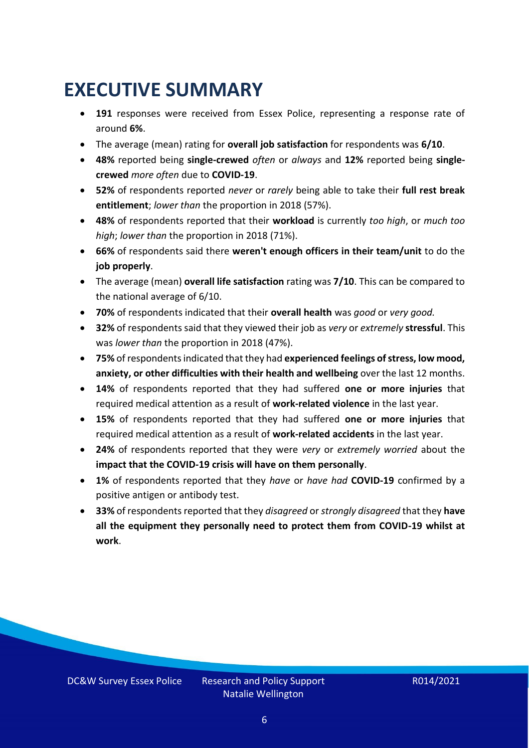# EXECUTIVE SUMMARY

- **191** responses were received from Essex Police, representing a response rate of around **6%**.
- The average (mean) rating for **overall job satisfaction** for respondents was **6/10**.
- **48%** reported being **single-crewed** *often* or *always* and **12%** reported being **single-crewed** *more often* due to **COVID-19**.
- **52%** of respondents reported *never* or *rarely* being able to take their **full rest break entitlement**; *lower than* the proportion in 2018 (57%).
- **48%** of respondents reported that their **workload** is currently *too high*, or *much too high*; *lower than* the proportion in 2018 (71%).
- **66%** of respondents said there **weren't enough officers in their team/unit** to do the **job properly**.
- The average (mean) **overall life satisfaction** rating was **7/10**. This can be compared to the national average of 6/10.
- **70%** of respondents indicated that their **overall health** was *good* or *very good.*
- **32%** of respondents said that they viewed their job as *very* or *extremely* **stressful**. This was *lower than* the proportion in 2018 (47%).
- **75%** of respondents indicated that they had **experienced feelings of stress, low mood, anxiety, or other difficulties with their health and wellbeing** over the last 12 months.
- **14%** of respondents reported that they had suffered **one or more injuries** that required medical attention as a result of **work-related violence** in the last year.
- **15%** of respondents reported that they had suffered **one or more injuries** that required medical attention as a result of **work-related accidents** in the last year.
- **24%** of respondents reported that they were *very* or *extremely worried* about the **impact that the COVID-19 crisis will have on them personally**.
- **1%** of respondents reported that they *have* or *have had* **COVID-19** confirmed by a positive antigen or antibody test.
- **33%** of respondents reported that they *disagreed* or *strongly disagreed* that they **have all the equipment they personally need to protect them from COVID-19 whilst at work**.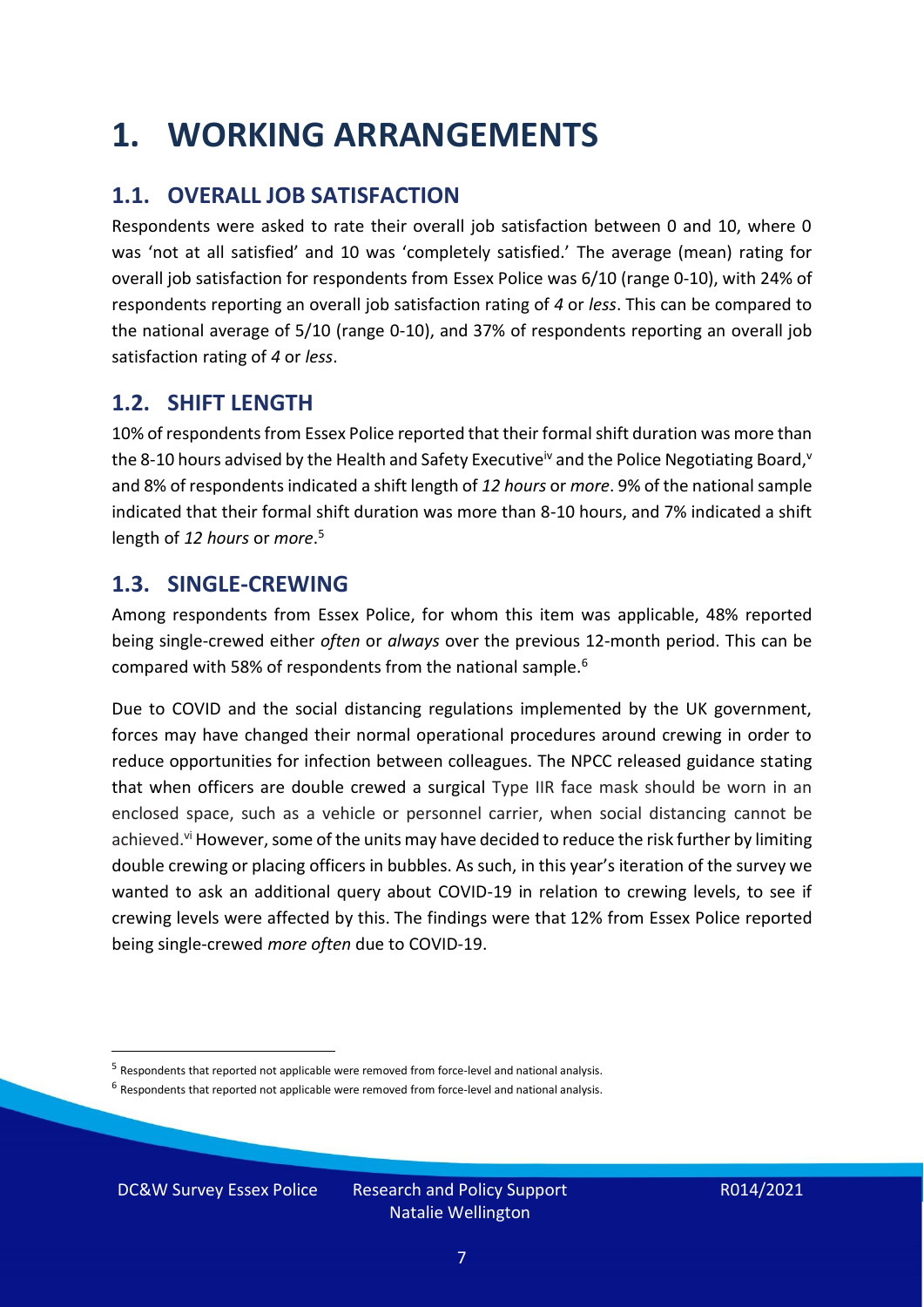# 1. WORKING ARRANGEMENTS

## 1.1. OVERALL JOB SATISFACTION

Respondents were asked to rate their overall job satisfaction between 0 and 10, where 0 was 'not at all satisfied' and 10 was 'completely satisfied.' The average (mean) rating for overall job satisfaction for respondents from Essex Police was 6/10 (range 0-10), with 24% of respondents reporting an overall job satisfaction rating of *4* or *less*. This can be compared to the national average of 5/10 (range 0-10), and 37% of respondents reporting an overall job satisfaction rating of *4* or *less*.

## 1.2. SHIFT LENGTH

10% of respondents from Essex Police reported that their formal shift duration was more than the 8-10 hours advised by the Health and Safety Executive[iv] and the Police Negotiating Board,[v] and 8% of respondents indicated a shift length of *12 hours* or *more*. 9% of the national sample indicated that their formal shift duration was more than 8-10 hours, and 7% indicated a shift length of *12 hours* or *more*.[5]

## 1.3. SINGLE-CREWING

Among respondents from Essex Police, for whom this item was applicable, 48% reported being single-crewed either *often* or *always* over the previous 12-month period. This can be compared with 58% of respondents from the national sample.[6]

Due to COVID and the social distancing regulations implemented by the UK government, forces may have changed their normal operational procedures around crewing in order to reduce opportunities for infection between colleagues. The NPCC released guidance stating that when officers are double crewed a surgical Type IIR face mask should be worn in an enclosed space, such as a vehicle or personnel carrier, when social distancing cannot be achieved.[vi] However, some of the units may have decided to reduce the risk further by limiting double crewing or placing officers in bubbles. As such, in this year's iteration of the survey we wanted to ask an additional query about COVID-19 in relation to crewing levels, to see if crewing levels were affected by this. The findings were that 12% from Essex Police reported being single-crewed *more often* due to COVID-19.

---

[5] Respondents that reported not applicable were removed from force-level and national analysis.

[6] Respondents that reported not applicable were removed from force-level and national analysis.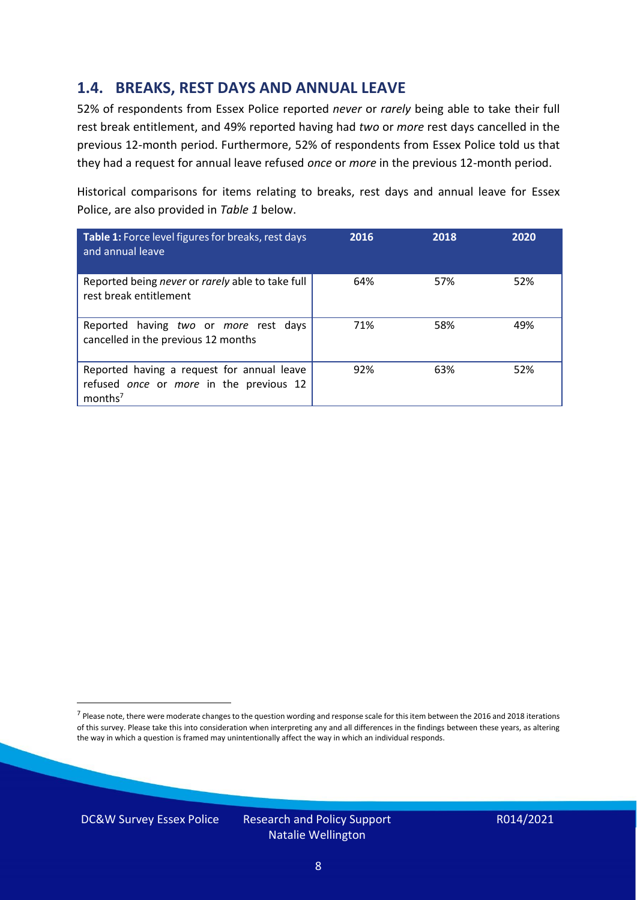## 1.4. BREAKS, REST DAYS AND ANNUAL LEAVE

52% of respondents from Essex Police reported *never* or *rarely* being able to take their full rest break entitlement, and 49% reported having had *two* or *more* rest days cancelled in the previous 12-month period. Furthermore, 52% of respondents from Essex Police told us that they had a request for annual leave refused *once* or *more* in the previous 12-month period.

Historical comparisons for items relating to breaks, rest days and annual leave for Essex Police, are also provided in *Table 1* below.

| **Table 1:** Force level figures for breaks, rest days and annual leave | 2016 | 2018 | 2020 |
|---|---|---|---|
| Reported being *never* or *rarely* able to take full rest break entitlement | 64% | 57% | 52% |
| Reported having *two* or *more* rest days cancelled in the previous 12 months | 71% | 58% | 49% |
| Reported having a request for annual leave refused *once* or *more* in the previous 12 months[7] | 92% | 63% | 52% |

[7] Please note, there were moderate changes to the question wording and response scale for this item between the 2016 and 2018 iterations of this survey. Please take this into consideration when interpreting any and all differences in the findings between these years, as altering the way in which a question is framed may unintentionally affect the way in which an individual responds.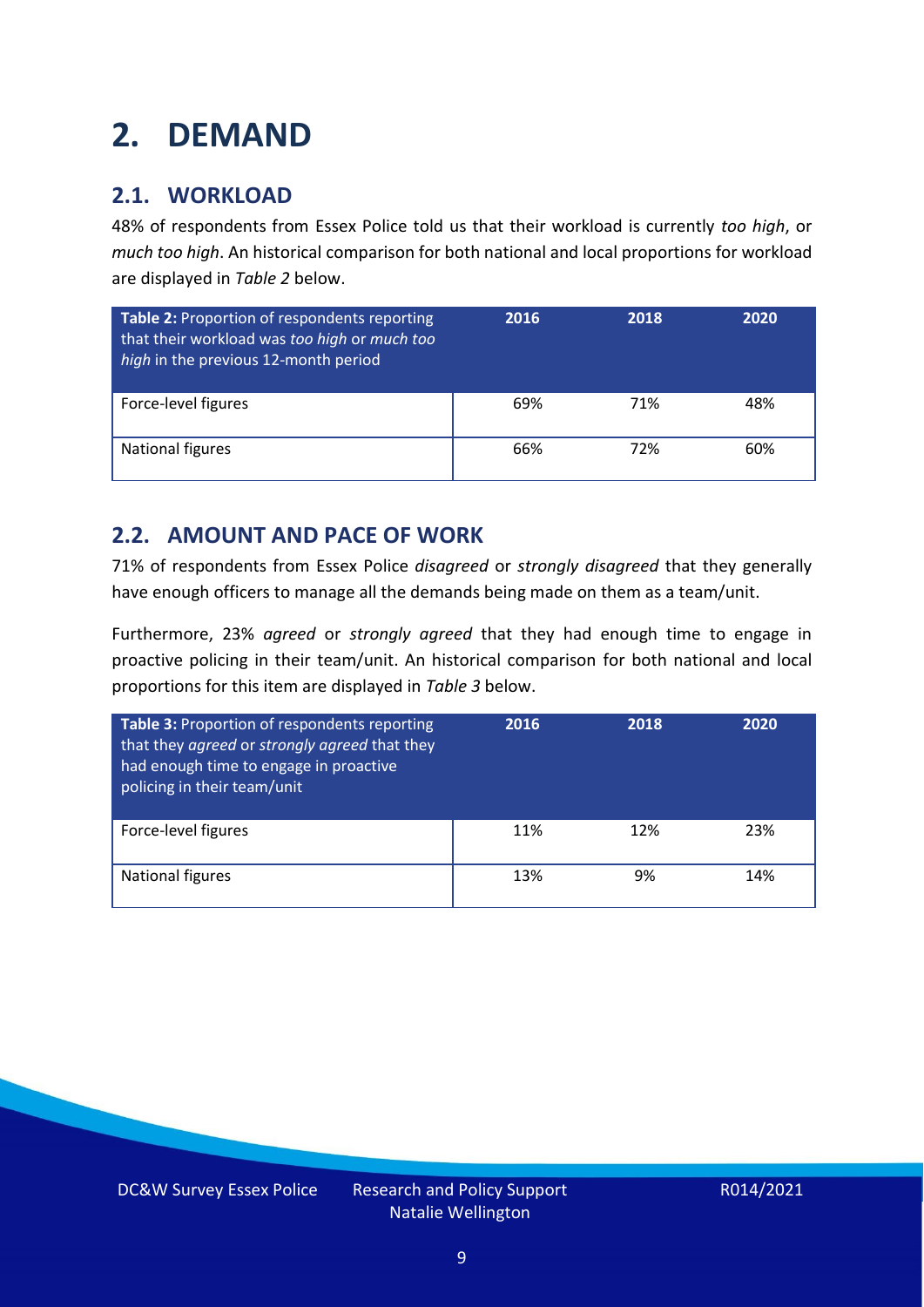# 2. DEMAND

## 2.1. WORKLOAD

48% of respondents from Essex Police told us that their workload is currently *too high*, or *much too high*. An historical comparison for both national and local proportions for workload are displayed in *Table 2* below.

| **Table 2:** Proportion of respondents reporting that their workload was *too high* or *much too high* in the previous 12-month period | 2016 | 2018 | 2020 |
|---|---|---|---|
| Force-level figures | 69% | 71% | 48% |
| National figures | 66% | 72% | 60% |

## 2.2. AMOUNT AND PACE OF WORK

71% of respondents from Essex Police *disagreed* or *strongly disagreed* that they generally have enough officers to manage all the demands being made on them as a team/unit.

Furthermore, 23% *agreed* or *strongly agreed* that they had enough time to engage in proactive policing in their team/unit. An historical comparison for both national and local proportions for this item are displayed in *Table 3* below.

| **Table 3:** Proportion of respondents reporting that they *agreed* or *strongly agreed* that they had enough time to engage in proactive policing in their team/unit | 2016 | 2018 | 2020 |
|---|---|---|---|
| Force-level figures | 11% | 12% | 23% |
| National figures | 13% | 9% | 14% |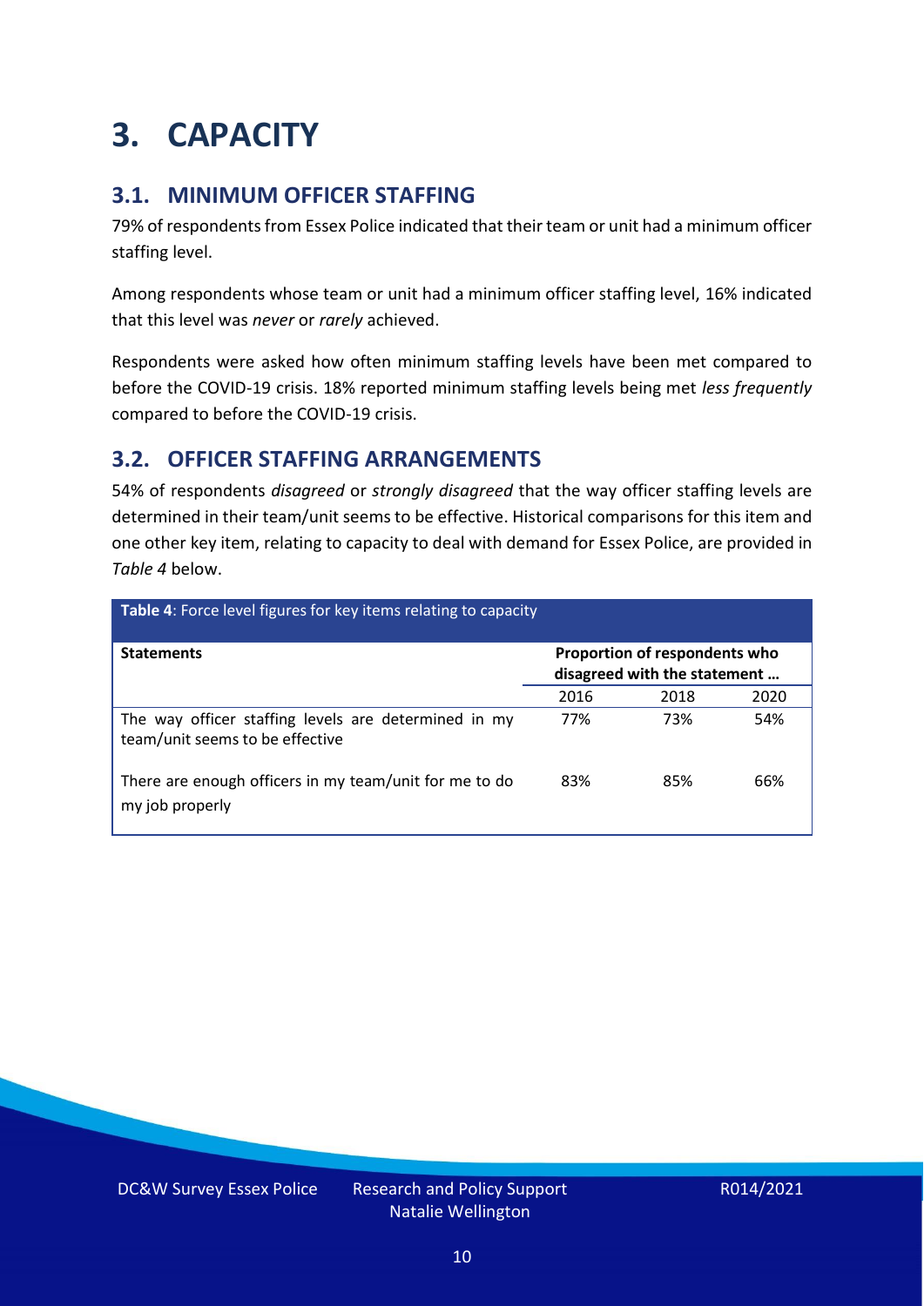# 3. CAPACITY

## 3.1. MINIMUM OFFICER STAFFING

79% of respondents from Essex Police indicated that their team or unit had a minimum officer staffing level.

Among respondents whose team or unit had a minimum officer staffing level, 16% indicated that this level was *never* or *rarely* achieved.

Respondents were asked how often minimum staffing levels have been met compared to before the COVID-19 crisis. 18% reported minimum staffing levels being met *less frequently* compared to before the COVID-19 crisis.

## 3.2. OFFICER STAFFING ARRANGEMENTS

54% of respondents *disagreed* or *strongly disagreed* that the way officer staffing levels are determined in their team/unit seems to be effective. Historical comparisons for this item and one other key item, relating to capacity to deal with demand for Essex Police, are provided in *Table 4* below.

**Table 4**: Force level figures for key items relating to capacity

| Statements | Proportion of respondents who disagreed with the statement … | | |
|---|---|---|---|
| | 2016 | 2018 | 2020 |
| The way officer staffing levels are determined in my team/unit seems to be effective | 77% | 73% | 54% |
| There are enough officers in my team/unit for me to do my job properly | 83% | 85% | 66% |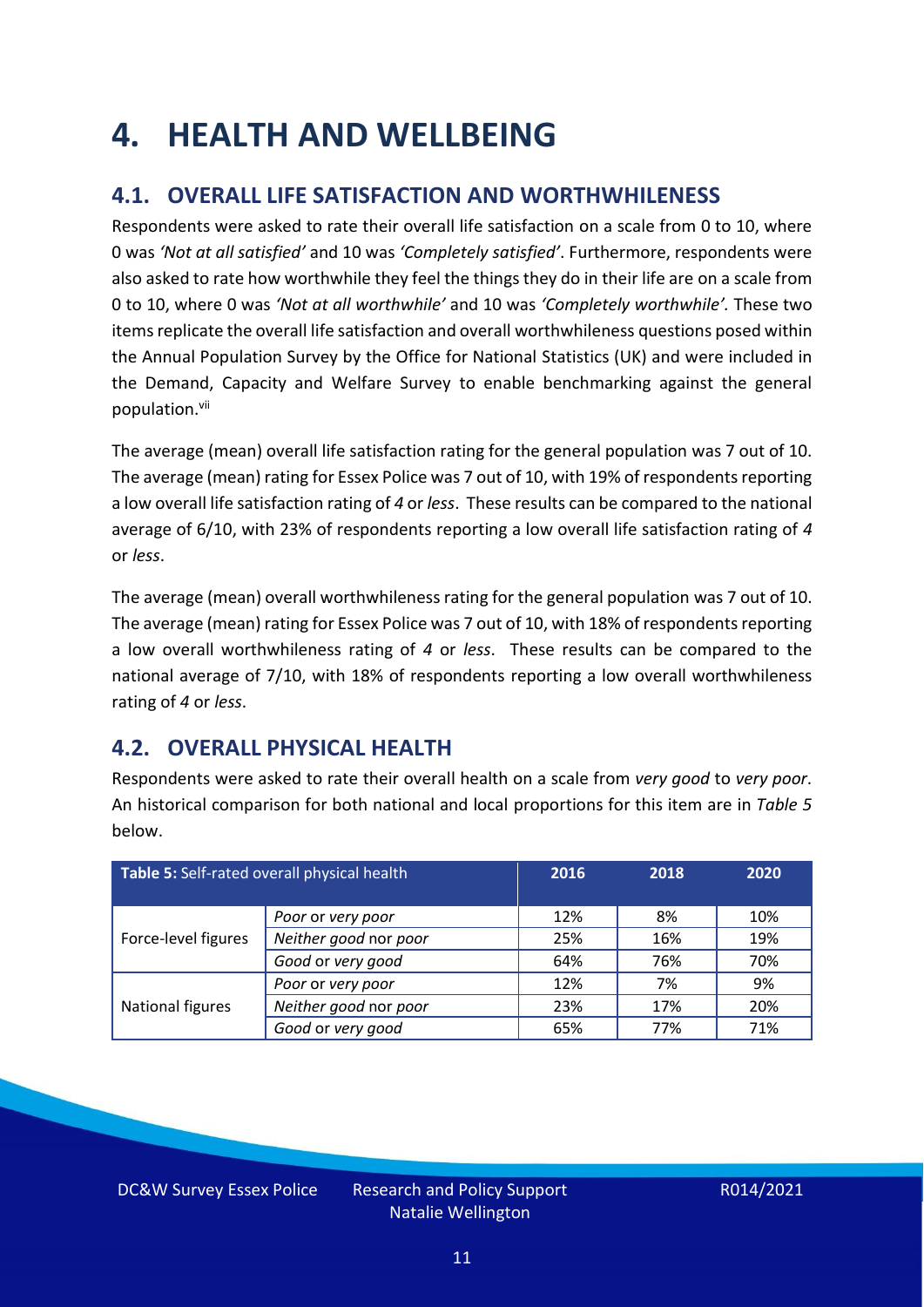# 4. HEALTH AND WELLBEING

## 4.1. OVERALL LIFE SATISFACTION AND WORTHWHILENESS

Respondents were asked to rate their overall life satisfaction on a scale from 0 to 10, where 0 was *'Not at all satisfied'* and 10 was *'Completely satisfied'*. Furthermore, respondents were also asked to rate how worthwhile they feel the things they do in their life are on a scale from 0 to 10, where 0 was *'Not at all worthwhile'* and 10 was *'Completely worthwhile'.* These two items replicate the overall life satisfaction and overall worthwhileness questions posed within the Annual Population Survey by the Office for National Statistics (UK) and were included in the Demand, Capacity and Welfare Survey to enable benchmarking against the general population.[vii]

The average (mean) overall life satisfaction rating for the general population was 7 out of 10. The average (mean) rating for Essex Police was 7 out of 10, with 19% of respondents reporting a low overall life satisfaction rating of *4* or *less*. These results can be compared to the national average of 6/10, with 23% of respondents reporting a low overall life satisfaction rating of *4* or *less*.

The average (mean) overall worthwhileness rating for the general population was 7 out of 10. The average (mean) rating for Essex Police was 7 out of 10, with 18% of respondents reporting a low overall worthwhileness rating of *4* or *less*. These results can be compared to the national average of 7/10, with 18% of respondents reporting a low overall worthwhileness rating of *4* or *less*.

## 4.2. OVERALL PHYSICAL HEALTH

Respondents were asked to rate their overall health on a scale from *very good* to *very poor*. An historical comparison for both national and local proportions for this item are in *Table 5* below.

| **Table 5:** Self-rated overall physical health | | 2016 | 2018 | 2020 |
|---|---|---|---|---|
| Force-level figures | *Poor* or *very poor* | 12% | 8% | 10% |
| | *Neither good* nor *poor* | 25% | 16% | 19% |
| | *Good* or *very good* | 64% | 76% | 70% |
| National figures | *Poor* or *very poor* | 12% | 7% | 9% |
| | *Neither good* nor *poor* | 23% | 17% | 20% |
| | *Good* or *very good* | 65% | 77% | 71% |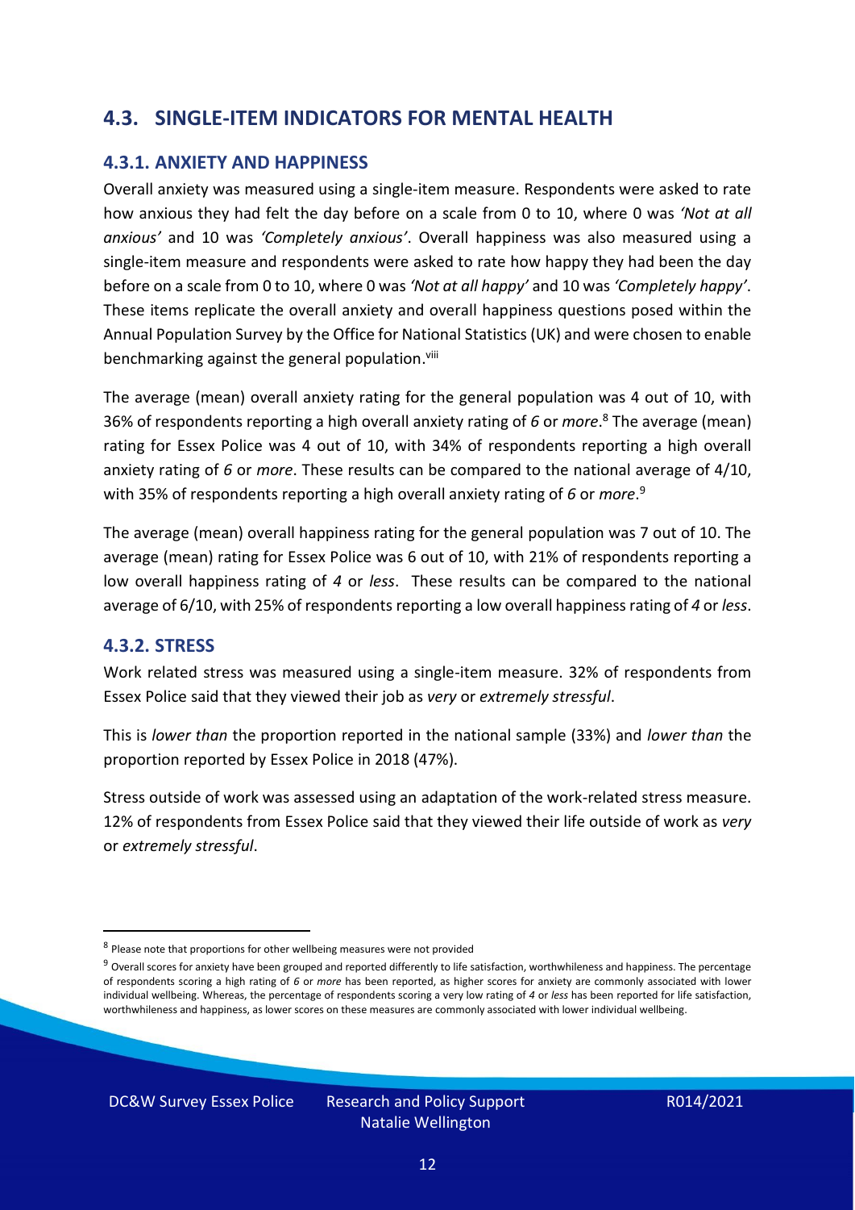## 4.3. SINGLE-ITEM INDICATORS FOR MENTAL HEALTH

### 4.3.1. ANXIETY AND HAPPINESS

Overall anxiety was measured using a single-item measure. Respondents were asked to rate how anxious they had felt the day before on a scale from 0 to 10, where 0 was *'Not at all anxious'* and 10 was *'Completely anxious'*. Overall happiness was also measured using a single-item measure and respondents were asked to rate how happy they had been the day before on a scale from 0 to 10, where 0 was *'Not at all happy'* and 10 was *'Completely happy'*. These items replicate the overall anxiety and overall happiness questions posed within the Annual Population Survey by the Office for National Statistics (UK) and were chosen to enable benchmarking against the general population.[viii]

The average (mean) overall anxiety rating for the general population was 4 out of 10, with 36% of respondents reporting a high overall anxiety rating of *6* or *more*.[8] The average (mean) rating for Essex Police was 4 out of 10, with 34% of respondents reporting a high overall anxiety rating of *6* or *more*. These results can be compared to the national average of 4/10, with 35% of respondents reporting a high overall anxiety rating of *6* or *more*.[9]

The average (mean) overall happiness rating for the general population was 7 out of 10. The average (mean) rating for Essex Police was 6 out of 10, with 21% of respondents reporting a low overall happiness rating of *4* or *less*. These results can be compared to the national average of 6/10, with 25% of respondents reporting a low overall happiness rating of *4* or *less*.

### 4.3.2. STRESS

Work related stress was measured using a single-item measure. 32% of respondents from Essex Police said that they viewed their job as *very* or *extremely stressful*.

This is *lower than* the proportion reported in the national sample (33%) and *lower than* the proportion reported by Essex Police in 2018 (47%).

Stress outside of work was assessed using an adaptation of the work-related stress measure. 12% of respondents from Essex Police said that they viewed their life outside of work as *very* or *extremely stressful*.

---

[8] Please note that proportions for other wellbeing measures were not provided

[9] Overall scores for anxiety have been grouped and reported differently to life satisfaction, worthwhileness and happiness. The percentage of respondents scoring a high rating of *6* or *more* has been reported, as higher scores for anxiety are commonly associated with lower individual wellbeing. Whereas, the percentage of respondents scoring a very low rating of *4* or *less* has been reported for life satisfaction, worthwhileness and happiness, as lower scores on these measures are commonly associated with lower individual wellbeing.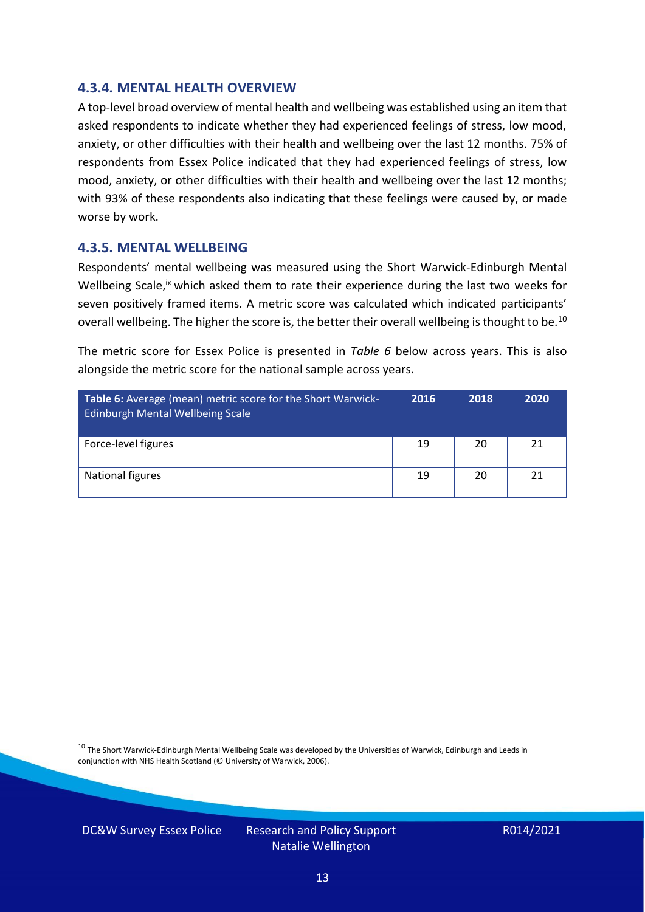### 4.3.4. MENTAL HEALTH OVERVIEW

A top-level broad overview of mental health and wellbeing was established using an item that asked respondents to indicate whether they had experienced feelings of stress, low mood, anxiety, or other difficulties with their health and wellbeing over the last 12 months. 75% of respondents from Essex Police indicated that they had experienced feelings of stress, low mood, anxiety, or other difficulties with their health and wellbeing over the last 12 months; with 93% of these respondents also indicating that these feelings were caused by, or made worse by work.

### 4.3.5. MENTAL WELLBEING

Respondents' mental wellbeing was measured using the Short Warwick-Edinburgh Mental Wellbeing Scale,[ix] which asked them to rate their experience during the last two weeks for seven positively framed items. A metric score was calculated which indicated participants' overall wellbeing. The higher the score is, the better their overall wellbeing is thought to be.[10]

The metric score for Essex Police is presented in *Table 6* below across years. This is also alongside the metric score for the national sample across years.

| **Table 6:** Average (mean) metric score for the Short Warwick-Edinburgh Mental Wellbeing Scale | 2016 | 2018 | 2020 |
|---|---|---|---|
| Force-level figures | 19 | 20 | 21 |
| National figures | 19 | 20 | 21 |

[10] The Short Warwick-Edinburgh Mental Wellbeing Scale was developed by the Universities of Warwick, Edinburgh and Leeds in conjunction with NHS Health Scotland (© University of Warwick, 2006).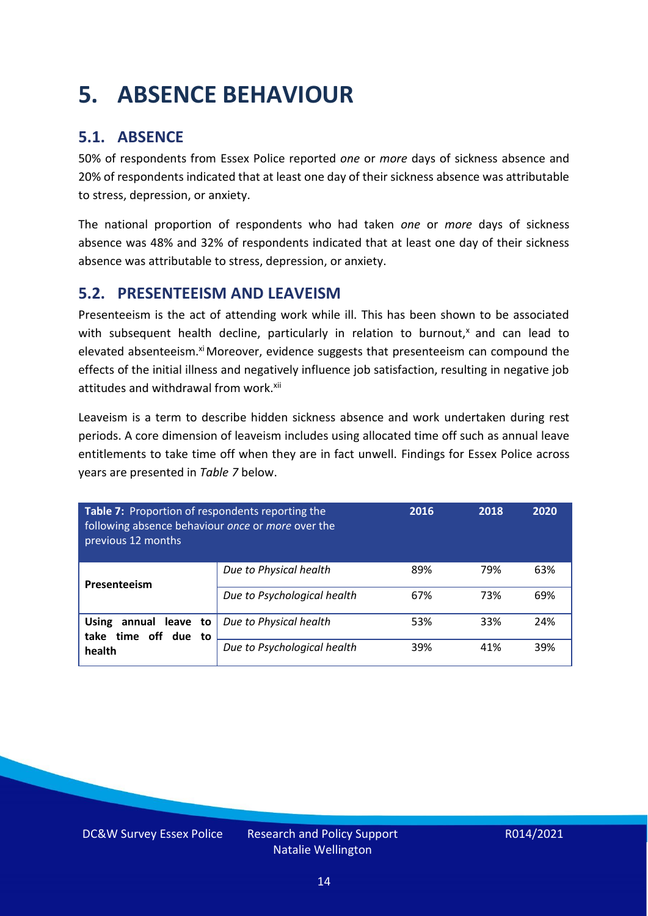# 5. ABSENCE BEHAVIOUR

## 5.1. ABSENCE

50% of respondents from Essex Police reported *one* or *more* days of sickness absence and 20% of respondents indicated that at least one day of their sickness absence was attributable to stress, depression, or anxiety.

The national proportion of respondents who had taken *one* or *more* days of sickness absence was 48% and 32% of respondents indicated that at least one day of their sickness absence was attributable to stress, depression, or anxiety.

## 5.2. PRESENTEEISM AND LEAVEISM

Presenteeism is the act of attending work while ill. This has been shown to be associated with subsequent health decline, particularly in relation to burnout,[x] and can lead to elevated absenteeism.[xi] Moreover, evidence suggests that presenteeism can compound the effects of the initial illness and negatively influence job satisfaction, resulting in negative job attitudes and withdrawal from work.[xii]

Leaveism is a term to describe hidden sickness absence and work undertaken during rest periods. A core dimension of leaveism includes using allocated time off such as annual leave entitlements to take time off when they are in fact unwell. Findings for Essex Police across years are presented in *Table 7* below.

| **Table 7:** Proportion of respondents reporting the following absence behaviour *once* or *more* over the previous 12 months | | 2016 | 2018 | 2020 |
|---|---|---|---|---|
| **Presenteeism** | *Due to Physical health* | 89% | 79% | 63% |
| | *Due to Psychological health* | 67% | 73% | 69% |
| **Using annual leave to take time off due to health** | *Due to Physical health* | 53% | 33% | 24% |
| | *Due to Psychological health* | 39% | 41% | 39% |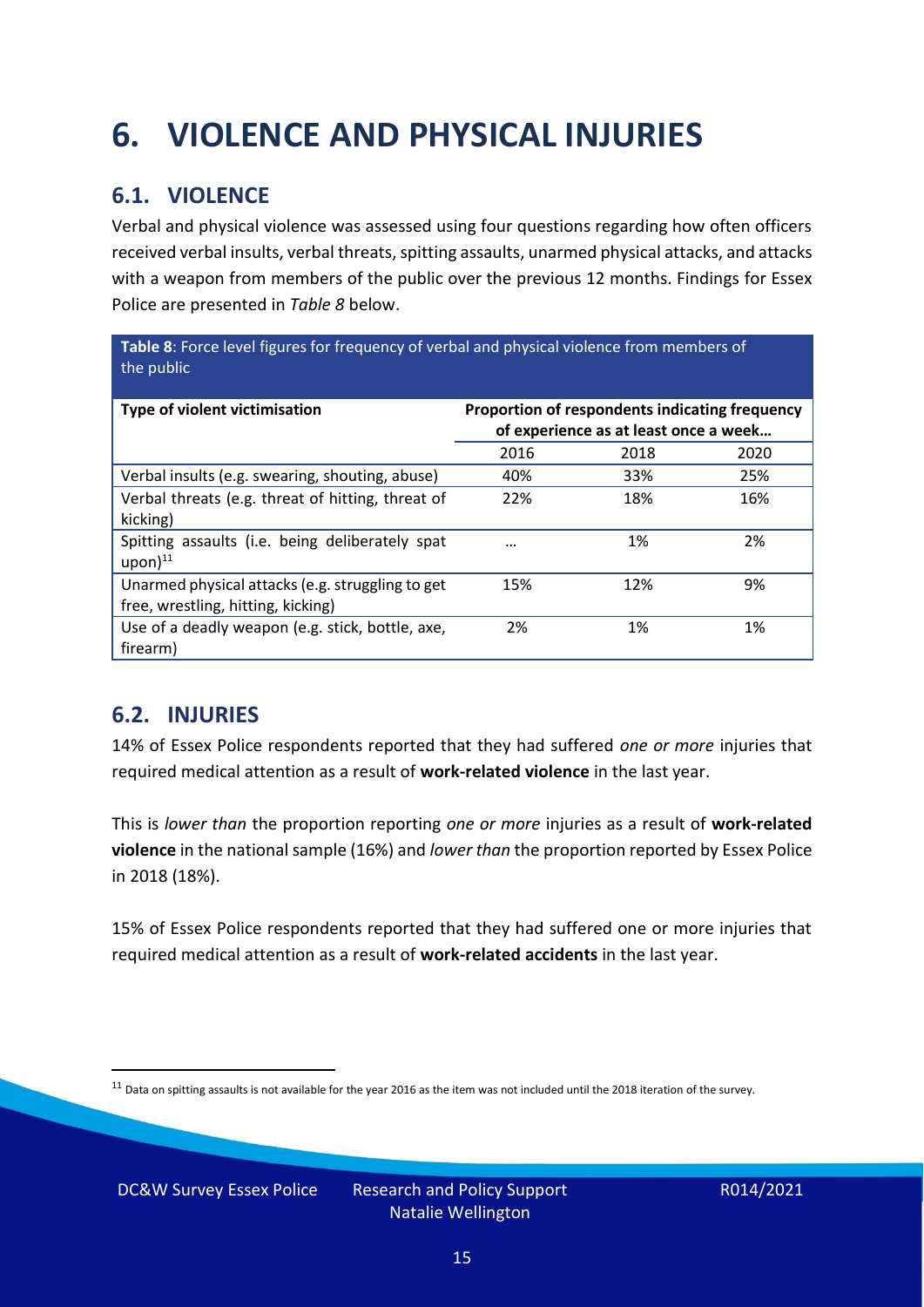# 6. VIOLENCE AND PHYSICAL INJURIES

## 6.1. VIOLENCE

Verbal and physical violence was assessed using four questions regarding how often officers received verbal insults, verbal threats, spitting assaults, unarmed physical attacks, and attacks with a weapon from members of the public over the previous 12 months. Findings for Essex Police are presented in *Table 8* below.

**Table 8**: Force level figures for frequency of verbal and physical violence from members of the public

| Type of violent victimisation | Proportion of respondents indicating frequency of experience as at least once a week… | | |
|---|---|---|---|
| | 2016 | 2018 | 2020 |
| Verbal insults (e.g. swearing, shouting, abuse) | 40% | 33% | 25% |
| Verbal threats (e.g. threat of hitting, threat of kicking) | 22% | 18% | 16% |
| Spitting assaults (i.e. being deliberately spat upon)[11] | … | 1% | 2% |
| Unarmed physical attacks (e.g. struggling to get free, wrestling, hitting, kicking) | 15% | 12% | 9% |
| Use of a deadly weapon (e.g. stick, bottle, axe, firearm) | 2% | 1% | 1% |

## 6.2. INJURIES

14% of Essex Police respondents reported that they had suffered *one or more* injuries that required medical attention as a result of **work-related violence** in the last year.

This is *lower than* the proportion reporting *one or more* injuries as a result of **work-related violence** in the national sample (16%) and *lower than* the proportion reported by Essex Police in 2018 (18%).

15% of Essex Police respondents reported that they had suffered one or more injuries that required medical attention as a result of **work-related accidents** in the last year.

[11] Data on spitting assaults is not available for the year 2016 as the item was not included until the 2018 iteration of the survey.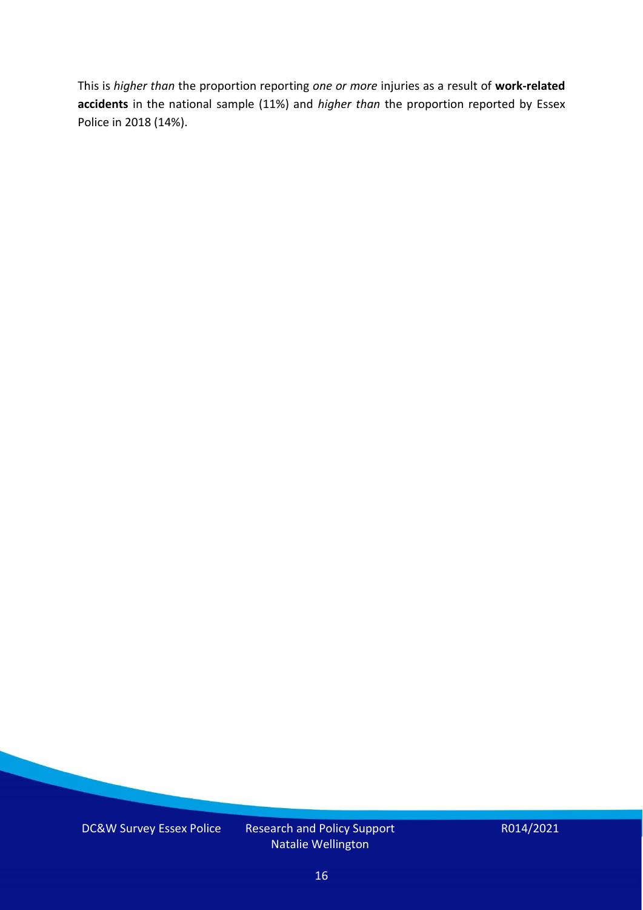This is *higher than* the proportion reporting *one or more* injuries as a result of **work-related accidents** in the national sample (11%) and *higher than* the proportion reported by Essex Police in 2018 (14%).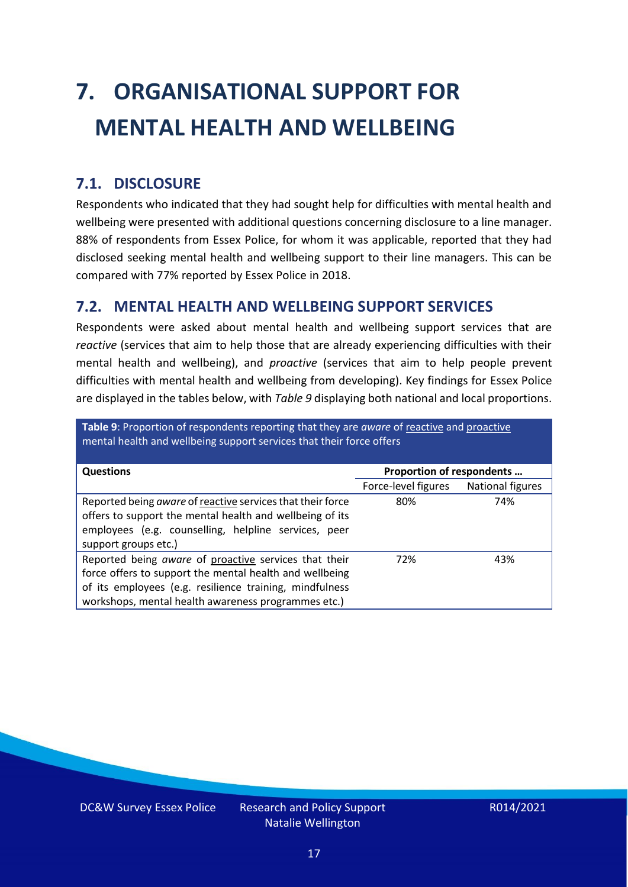# 7. ORGANISATIONAL SUPPORT FOR MENTAL HEALTH AND WELLBEING

## 7.1. DISCLOSURE

Respondents who indicated that they had sought help for difficulties with mental health and wellbeing were presented with additional questions concerning disclosure to a line manager. 88% of respondents from Essex Police, for whom it was applicable, reported that they had disclosed seeking mental health and wellbeing support to their line managers. This can be compared with 77% reported by Essex Police in 2018.

## 7.2. MENTAL HEALTH AND WELLBEING SUPPORT SERVICES

Respondents were asked about mental health and wellbeing support services that are *reactive* (services that aim to help those that are already experiencing difficulties with their mental health and wellbeing), and *proactive* (services that aim to help people prevent difficulties with mental health and wellbeing from developing). Key findings for Essex Police are displayed in the tables below, with *Table 9* displaying both national and local proportions.

**Table 9**: Proportion of respondents reporting that they are *aware* of reactive and proactive mental health and wellbeing support services that their force offers

| Questions | Proportion of respondents … | |
|---|---|---|
| | Force-level figures | National figures |
| Reported being *aware* of reactive services that their force offers to support the mental health and wellbeing of its employees (e.g. counselling, helpline services, peer support groups etc.) | 80% | 74% |
| Reported being *aware* of proactive services that their force offers to support the mental health and wellbeing of its employees (e.g. resilience training, mindfulness workshops, mental health awareness programmes etc.) | 72% | 43% |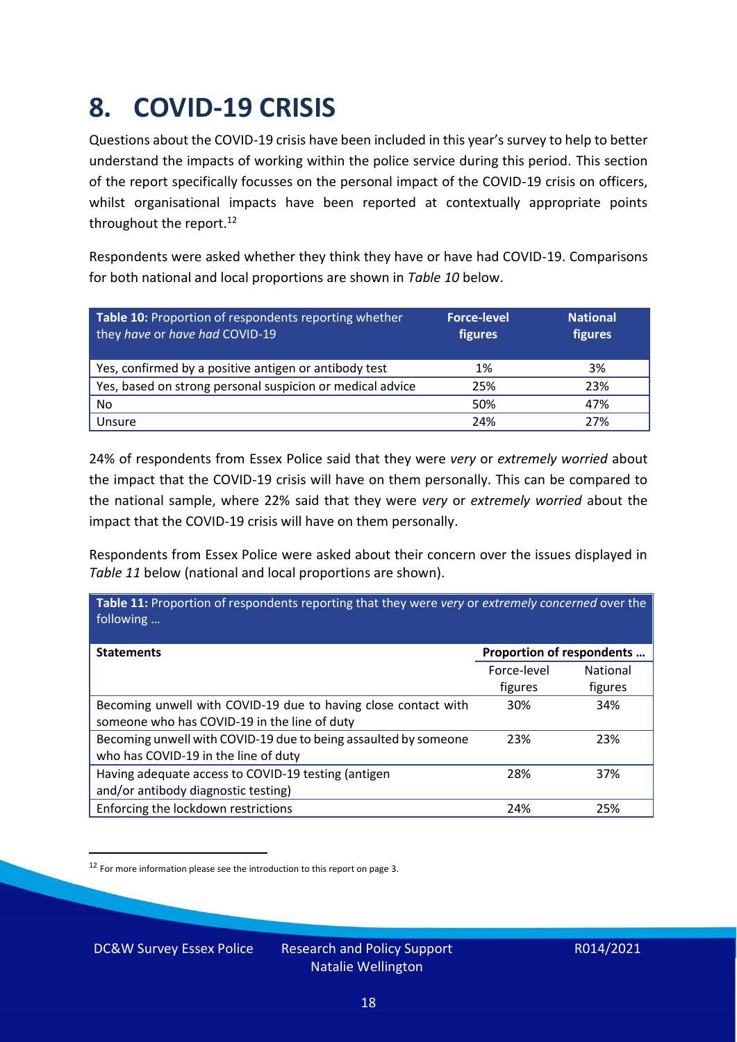# 8. COVID-19 CRISIS

Questions about the COVID-19 crisis have been included in this year's survey to help to better understand the impacts of working within the police service during this period. This section of the report specifically focusses on the personal impact of the COVID-19 crisis on officers, whilst organisational impacts have been reported at contextually appropriate points throughout the report.[12]

Respondents were asked whether they think they have or have had COVID-19. Comparisons for both national and local proportions are shown in *Table 10* below.

| **Table 10:** Proportion of respondents reporting whether they *have* or *have had* COVID-19 | **Force-level figures** | **National figures** |
|---|---|---|
| Yes, confirmed by a positive antigen or antibody test | 1% | 3% |
| Yes, based on strong personal suspicion or medical advice | 25% | 23% |
| No | 50% | 47% |
| Unsure | 24% | 27% |

24% of respondents from Essex Police said that they were *very* or *extremely worried* about the impact that the COVID-19 crisis will have on them personally. This can be compared to the national sample, where 22% said that they were *very* or *extremely worried* about the impact that the COVID-19 crisis will have on them personally.

Respondents from Essex Police were asked about their concern over the issues displayed in *Table 11* below (national and local proportions are shown).

**Table 11:** Proportion of respondents reporting that they were *very* or *extremely concerned* over the following …

| **Statements** | **Proportion of respondents …** | |
|---|---|---|
| | Force-level figures | National figures |
| Becoming unwell with COVID-19 due to having close contact with someone who has COVID-19 in the line of duty | 30% | 34% |
| Becoming unwell with COVID-19 due to being assaulted by someone who has COVID-19 in the line of duty | 23% | 23% |
| Having adequate access to COVID-19 testing (antigen and/or antibody diagnostic testing) | 28% | 37% |
| Enforcing the lockdown restrictions | 24% | 25% |

[12] For more information please see the introduction to this report on page 3.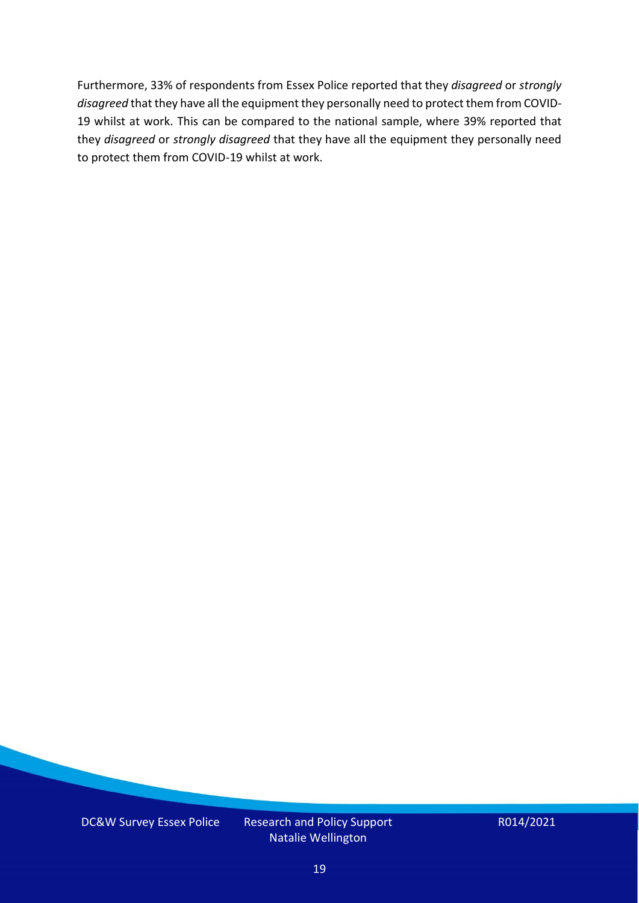Furthermore, 33% of respondents from Essex Police reported that they *disagreed* or *strongly disagreed* that they have all the equipment they personally need to protect them from COVID-19 whilst at work. This can be compared to the national sample, where 39% reported that they *disagreed* or *strongly disagreed* that they have all the equipment they personally need to protect them from COVID-19 whilst at work.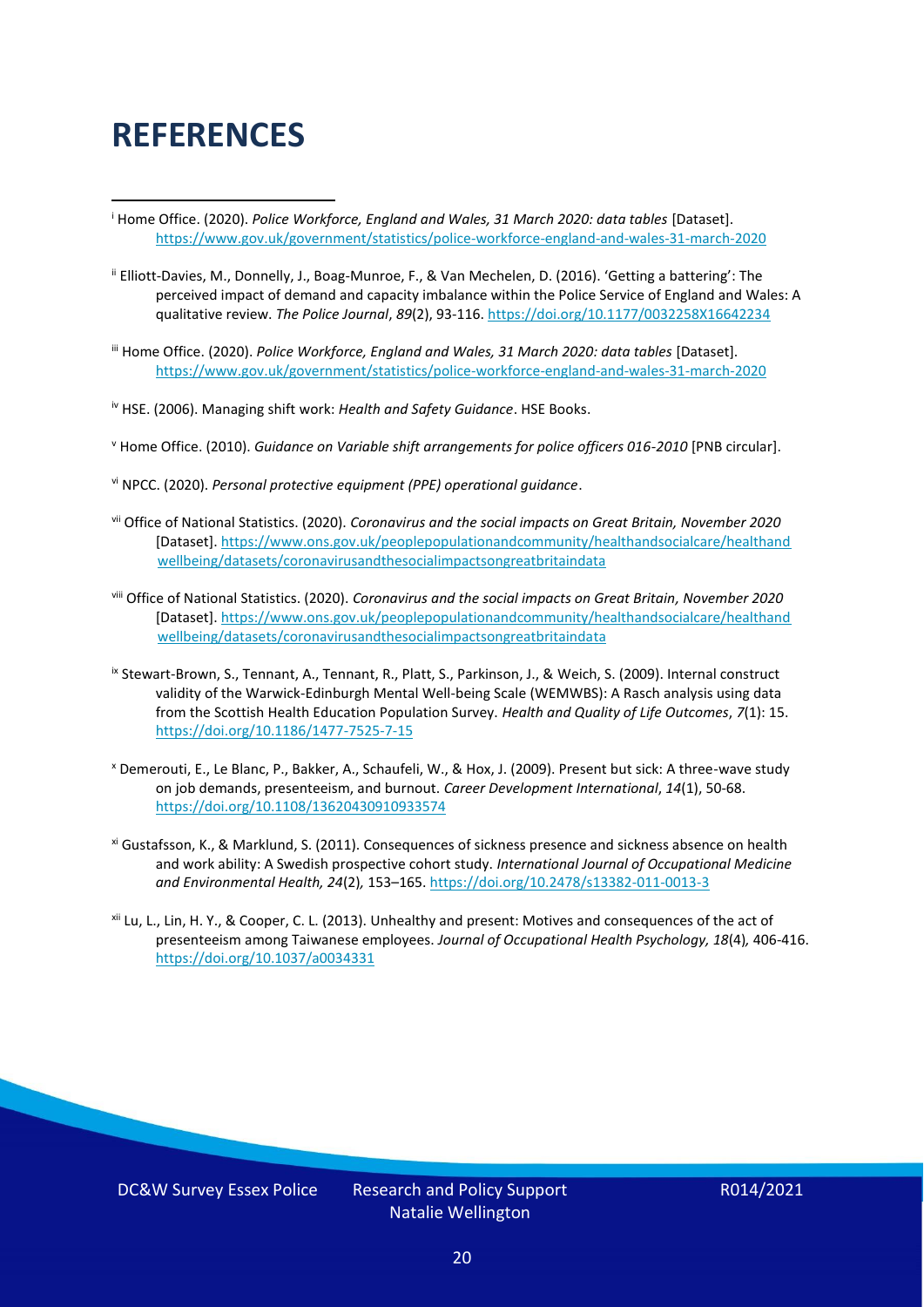# REFERENCES

[i] Home Office. (2020). *Police Workforce, England and Wales, 31 March 2020: data tables* [Dataset]. https://www.gov.uk/government/statistics/police-workforce-england-and-wales-31-march-2020

[ii] Elliott-Davies, M., Donnelly, J., Boag-Munroe, F., & Van Mechelen, D. (2016). 'Getting a battering': The perceived impact of demand and capacity imbalance within the Police Service of England and Wales: A qualitative review. *The Police Journal*, *89*(2), 93-116. https://doi.org/10.1177/0032258X16642234

[iii] Home Office. (2020). *Police Workforce, England and Wales, 31 March 2020: data tables* [Dataset]. https://www.gov.uk/government/statistics/police-workforce-england-and-wales-31-march-2020

[iv] HSE. (2006). Managing shift work: *Health and Safety Guidance*. HSE Books.

[v] Home Office. (2010). *Guidance on Variable shift arrangements for police officers 016-2010* [PNB circular].

[vi] NPCC. (2020). *Personal protective equipment (PPE) operational guidance*.

[vii] Office of National Statistics. (2020). *Coronavirus and the social impacts on Great Britain, November 2020* [Dataset]. https://www.ons.gov.uk/peoplepopulationandcommunity/healthandsocialcare/healthandwellbeing/datasets/coronavirusandthesocialimpactsongreatbritaindata

[viii] Office of National Statistics. (2020). *Coronavirus and the social impacts on Great Britain, November 2020* [Dataset]. https://www.ons.gov.uk/peoplepopulationandcommunity/healthandsocialcare/healthandwellbeing/datasets/coronavirusandthesocialimpactsongreatbritaindata

[ix] Stewart-Brown, S., Tennant, A., Tennant, R., Platt, S., Parkinson, J., & Weich, S. (2009). Internal construct validity of the Warwick-Edinburgh Mental Well-being Scale (WEMWBS): A Rasch analysis using data from the Scottish Health Education Population Survey. *Health and Quality of Life Outcomes*, *7*(1): 15. https://doi.org/10.1186/1477-7525-7-15

[x] Demerouti, E., Le Blanc, P., Bakker, A., Schaufeli, W., & Hox, J. (2009). Present but sick: A three-wave study on job demands, presenteeism, and burnout. *Career Development International*, *14*(1), 50-68. https://doi.org/10.1108/13620430910933574

[xi] Gustafsson, K., & Marklund, S. (2011). Consequences of sickness presence and sickness absence on health and work ability: A Swedish prospective cohort study. *International Journal of Occupational Medicine and Environmental Health, 24*(2)*,* 153–165. https://doi.org/10.2478/s13382-011-0013-3

[xii] Lu, L., Lin, H. Y., & Cooper, C. L. (2013). Unhealthy and present: Motives and consequences of the act of presenteeism among Taiwanese employees. *Journal of Occupational Health Psychology, 18*(4)*,* 406-416. https://doi.org/10.1037/a0034331